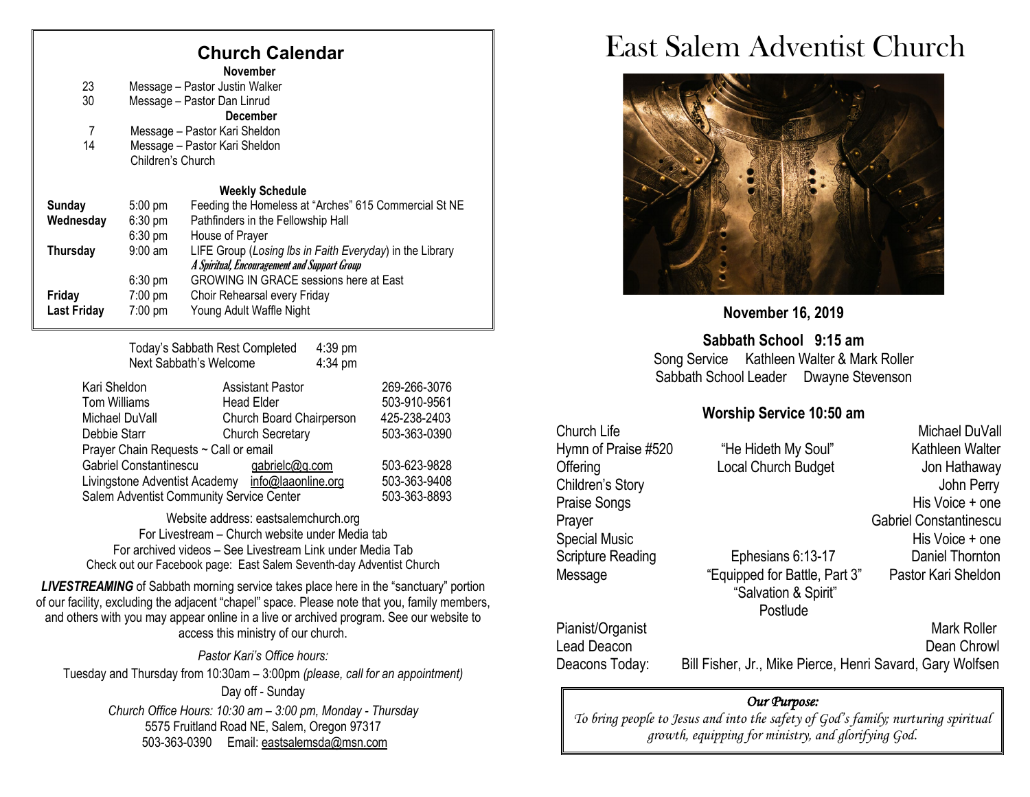## Church Calendar

**November**

| | |
|---|---|
| 23 | Message – Pastor Justin Walker |
| 30 | Message – Pastor Dan Linrud |

**December**

| | |
|---|---|
| 7 | Message – Pastor Kari Sheldon |
| 14 | Message – Pastor Kari Sheldon<br>Children's Church |

**Weekly Schedule**

| | | |
|---|---|---|
| **Sunday** | 5:00 pm | Feeding the Homeless at "Arches" 615 Commercial St NE |
| **Wednesday** | 6:30 pm | Pathfinders in the Fellowship Hall |
| | 6:30 pm | House of Prayer |
| **Thursday** | 9:00 am | LIFE Group (*Losing lbs in Faith Everyday*) in the Library<br>***A Spiritual, Encouragement and Support Group*** |
| | 6:30 pm | GROWING IN GRACE sessions here at East |
| **Friday** | 7:00 pm | Choir Rehearsal every Friday |
| **Last Friday** | 7:00 pm | Young Adult Waffle Night |

| | |
|---|---|
| Today's Sabbath Rest Completed | 4:39 pm |
| Next Sabbath's Welcome | 4:34 pm |

| | | |
|---|---|---|
| Kari Sheldon | Assistant Pastor | 269-266-3076 |
| Tom Williams | Head Elder | 503-910-9561 |
| Michael DuVall | Church Board Chairperson | 425-238-2403 |
| Debbie Starr | Church Secretary | 503-363-0390 |
| Prayer Chain Requests ~ Call or email | | |
| Gabriel Constantinescu | gabrielc@q.com | 503-623-9828 |
| Livingstone Adventist Academy | info@laaonline.org | 503-363-9408 |
| Salem Adventist Community Service Center | | 503-363-8893 |

Website address: eastsalemchurch.org
For Livestream – Church website under Media tab
For archived videos – See Livestream Link under Media Tab
Check out our Facebook page: East Salem Seventh-day Adventist Church

***LIVESTREAMING*** of Sabbath morning service takes place here in the "sanctuary" portion of our facility, excluding the adjacent "chapel" space. Please note that you, family members, and others with you may appear online in a live or archived program. See our website to access this ministry of our church.

*Pastor Kari's Office hours:*
Tuesday and Thursday from 10:30am – 3:00pm *(please, call for an appointment)*
Day off - Sunday

*Church Office Hours: 10:30 am – 3:00 pm, Monday - Thursday*
5575 Fruitland Road NE, Salem, Oregon 97317
503-363-0390 Email: eastsalemsda@msn.com

# East Salem Adventist Church

**November 16, 2019**

**Sabbath School 9:15 am**

Song Service Kathleen Walter & Mark Roller
Sabbath School Leader Dwayne Stevenson

**Worship Service 10:50 am**

| | | |
|---|---|---|
| Church Life | | Michael DuVall |
| Hymn of Praise #520 | "He Hideth My Soul" | Kathleen Walter |
| Offering | Local Church Budget | Jon Hathaway |
| Children's Story | | John Perry |
| Praise Songs | | His Voice + one |
| Prayer | | Gabriel Constantinescu |
| Special Music | | His Voice + one |
| Scripture Reading | Ephesians 6:13-17 | Daniel Thornton |
| Message | "Equipped for Battle, Part 3"<br>"Salvation & Spirit" | Pastor Kari Sheldon |
| | Postlude | |
| Pianist/Organist | | Mark Roller |
| Lead Deacon | | Dean Chrowl |
| Deacons Today: | Bill Fisher, Jr., Mike Pierce, Henri Savard, Gary Wolfsen | |

***Our Purpose:***

*To bring people to Jesus and into the safety of God's family; nurturing spiritual growth, equipping for ministry, and glorifying God.*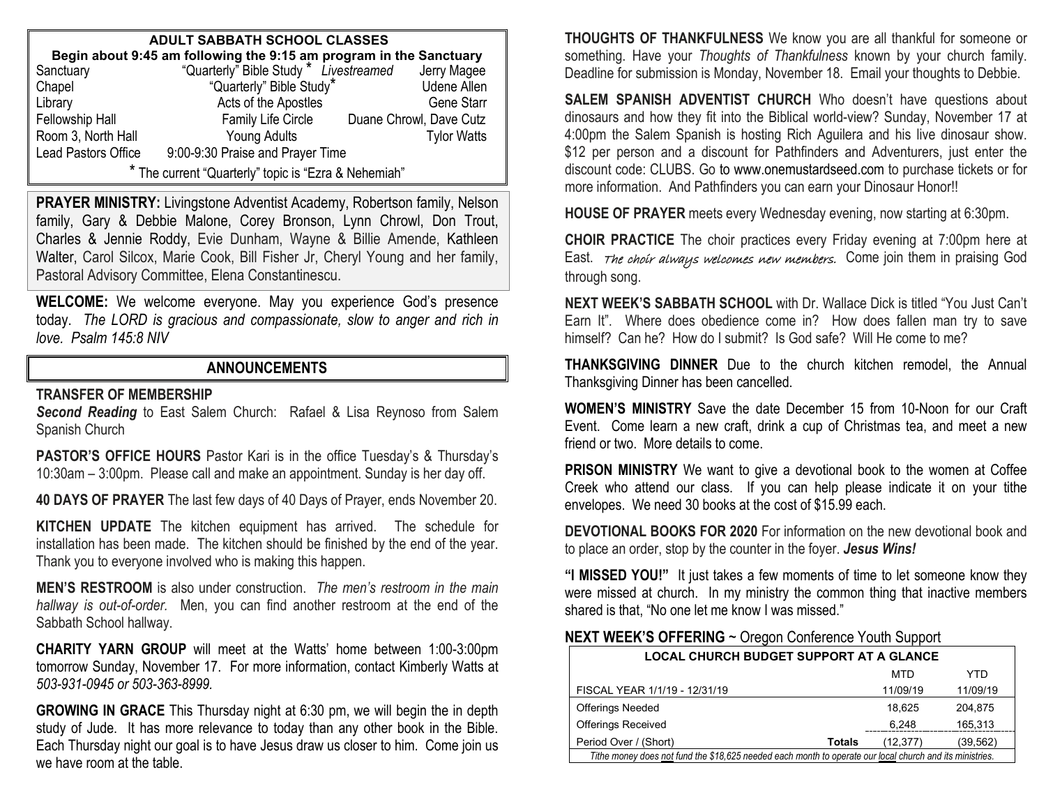## ADULT SABBATH SCHOOL CLASSES

**Begin about 9:45 am following the 9:15 am program in the Sanctuary**

| Location | Class | Teacher |
|---|---|---|
| Sanctuary | "Quarterly" Bible Study * *Livestreamed* | Jerry Magee |
| Chapel | "Quarterly" Bible Study* | Udene Allen |
| Library | Acts of the Apostles | Gene Starr |
| Fellowship Hall | Family Life Circle | Duane Chrowl, Dave Cutz |
| Room 3, North Hall | Young Adults | Tylor Watts |
| Lead Pastors Office | 9:00-9:30 Praise and Prayer Time | |

* The current "Quarterly" topic is "Ezra & Nehemiah"

**PRAYER MINISTRY:** Livingstone Adventist Academy, Robertson family, Nelson family, Gary & Debbie Malone, Corey Bronson, Lynn Chrowl, Don Trout, Charles & Jennie Roddy, Evie Dunham, Wayne & Billie Amende, Kathleen Walter, Carol Silcox, Marie Cook, Bill Fisher Jr, Cheryl Young and her family, Pastoral Advisory Committee, Elena Constantinescu.

**WELCOME:** We welcome everyone. May you experience God's presence today. *The LORD is gracious and compassionate, slow to anger and rich in love. Psalm 145:8 NIV*

## ANNOUNCEMENTS

**TRANSFER OF MEMBERSHIP**
***Second Reading*** to East Salem Church: Rafael & Lisa Reynoso from Salem Spanish Church

**PASTOR'S OFFICE HOURS** Pastor Kari is in the office Tuesday's & Thursday's 10:30am – 3:00pm. Please call and make an appointment. Sunday is her day off.

**40 DAYS OF PRAYER** The last few days of 40 Days of Prayer, ends November 20.

**KITCHEN UPDATE** The kitchen equipment has arrived. The schedule for installation has been made. The kitchen should be finished by the end of the year. Thank you to everyone involved who is making this happen.

**MEN'S RESTROOM** is also under construction. *The men's restroom in the main hallway is out-of-order.* Men, you can find another restroom at the end of the Sabbath School hallway.

**CHARITY YARN GROUP** will meet at the Watts' home between 1:00-3:00pm tomorrow Sunday, November 17. For more information, contact Kimberly Watts at *503-931-0945 or 503-363-8999.*

**GROWING IN GRACE** This Thursday night at 6:30 pm, we will begin the in depth study of Jude. It has more relevance to today than any other book in the Bible. Each Thursday night our goal is to have Jesus draw us closer to him. Come join us we have room at the table.

**THOUGHTS OF THANKFULNESS** We know you are all thankful for someone or something. Have your *Thoughts of Thankfulness* known by your church family. Deadline for submission is Monday, November 18. Email your thoughts to Debbie.

**SALEM SPANISH ADVENTIST CHURCH** Who doesn't have questions about dinosaurs and how they fit into the Biblical world-view? Sunday, November 17 at 4:00pm the Salem Spanish is hosting Rich Aguilera and his live dinosaur show. $12 per person and a discount for Pathfinders and Adventurers, just enter the discount code: CLUBS. Go to www.onemustardseed.com to purchase tickets or for more information. And Pathfinders you can earn your Dinosaur Honor!!

**HOUSE OF PRAYER** meets every Wednesday evening, now starting at 6:30pm.

**CHOIR PRACTICE** The choir practices every Friday evening at 7:00pm here at East. *The choir always welcomes new members.* Come join them in praising God through song.

**NEXT WEEK'S SABBATH SCHOOL** with Dr. Wallace Dick is titled "You Just Can't Earn It". Where does obedience come in? How does fallen man try to save himself? Can he? How do I submit? Is God safe? Will He come to me?

**THANKSGIVING DINNER** Due to the church kitchen remodel, the Annual Thanksgiving Dinner has been cancelled.

**WOMEN'S MINISTRY** Save the date December 15 from 10-Noon for our Craft Event. Come learn a new craft, drink a cup of Christmas tea, and meet a new friend or two. More details to come.

**PRISON MINISTRY** We want to give a devotional book to the women at Coffee Creek who attend our class. If you can help please indicate it on your tithe envelopes. We need 30 books at the cost of $15.99 each.

**DEVOTIONAL BOOKS FOR 2020** For information on the new devotional book and to place an order, stop by the counter in the foyer. ***Jesus Wins!***

**"I MISSED YOU!"** It just takes a few moments of time to let someone know they were missed at church. In my ministry the common thing that inactive members shared is that, "No one let me know I was missed."

**NEXT WEEK'S OFFERING** ~ Oregon Conference Youth Support

| LOCAL CHURCH BUDGET SUPPORT AT A GLANCE | | MTD | YTD |
|---|---|---|---|
| FISCAL YEAR 1/1/19 - 12/31/19 | | 11/09/19 | 11/09/19 |
| Offerings Needed | | 18,625 | 204,875 |
| Offerings Received | | 6,248 | 165,313 |
| Period Over / (Short) | **Totals** | (12,377) | (39,562) |

*Tithe money does not fund the $18,625 needed each month to operate our local church and its ministries.*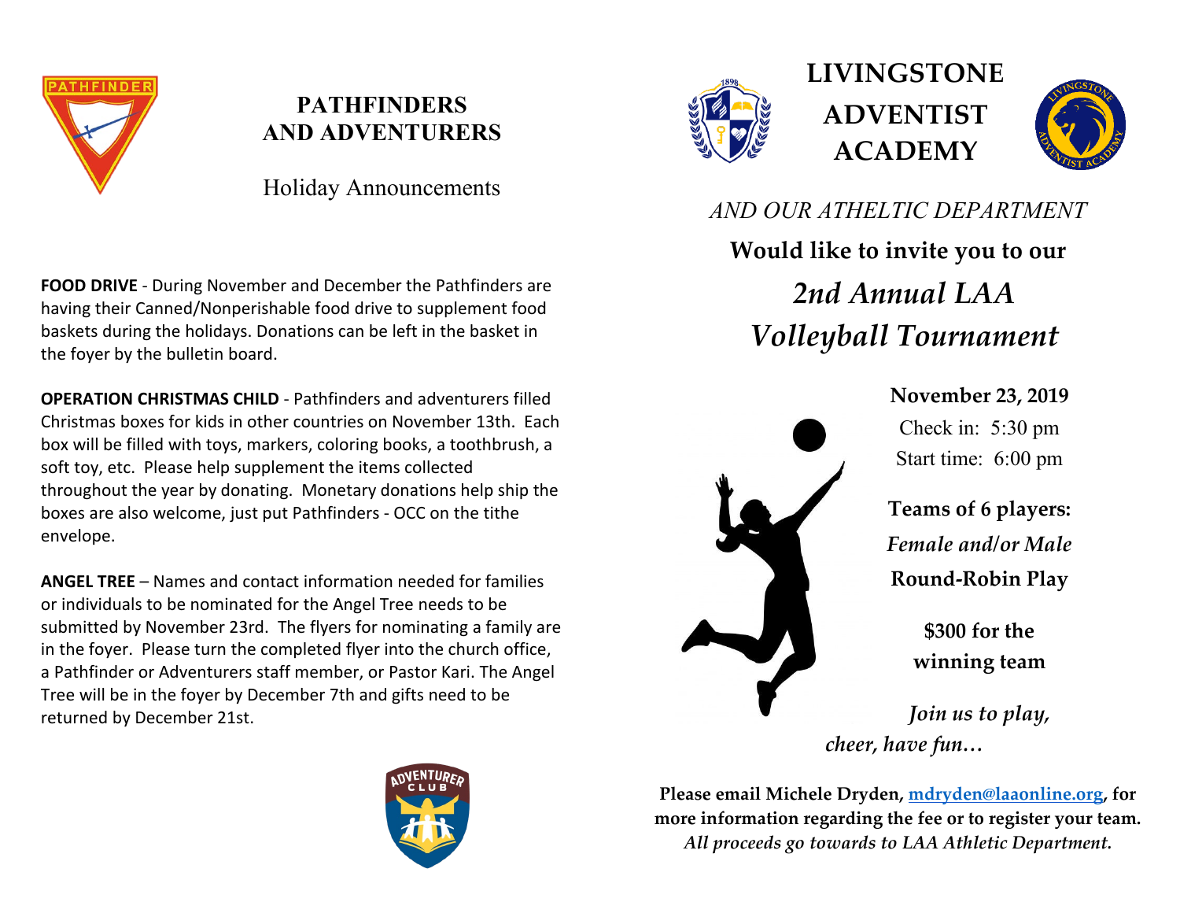# PATHFINDERS AND ADVENTURERS

Holiday Announcements

**FOOD DRIVE** - During November and December the Pathfinders are having their Canned/Nonperishable food drive to supplement food baskets during the holidays. Donations can be left in the basket in the foyer by the bulletin board.

**OPERATION CHRISTMAS CHILD** - Pathfinders and adventurers filled Christmas boxes for kids in other countries on November 13th. Each box will be filled with toys, markers, coloring books, a toothbrush, a soft toy, etc. Please help supplement the items collected throughout the year by donating. Monetary donations help ship the boxes are also welcome, just put Pathfinders - OCC on the tithe envelope.

**ANGEL TREE** – Names and contact information needed for families or individuals to be nominated for the Angel Tree needs to be submitted by November 23rd. The flyers for nominating a family are in the foyer. Please turn the completed flyer into the church office, a Pathfinder or Adventurers staff member, or Pastor Kari. The Angel Tree will be in the foyer by December 7th and gifts need to be returned by December 21st.

# LIVINGSTONE ADVENTIST ACADEMY

*AND OUR ATHELTIC DEPARTMENT*

**Would like to invite you to our**

## *2nd Annual LAA Volleyball Tournament*

**November 23, 2019**

Check in: 5:30 pm

Start time: 6:00 pm

**Teams of 6 players:**

***Female and/or Male***

**Round-Robin Play**

**$300 for the winning team**

*Join us to play, cheer, have fun…*

**Please email Michele Dryden, mdryden@laaonline.org, for more information regarding the fee or to register your team.**

***All proceeds go towards to LAA Athletic Department.***